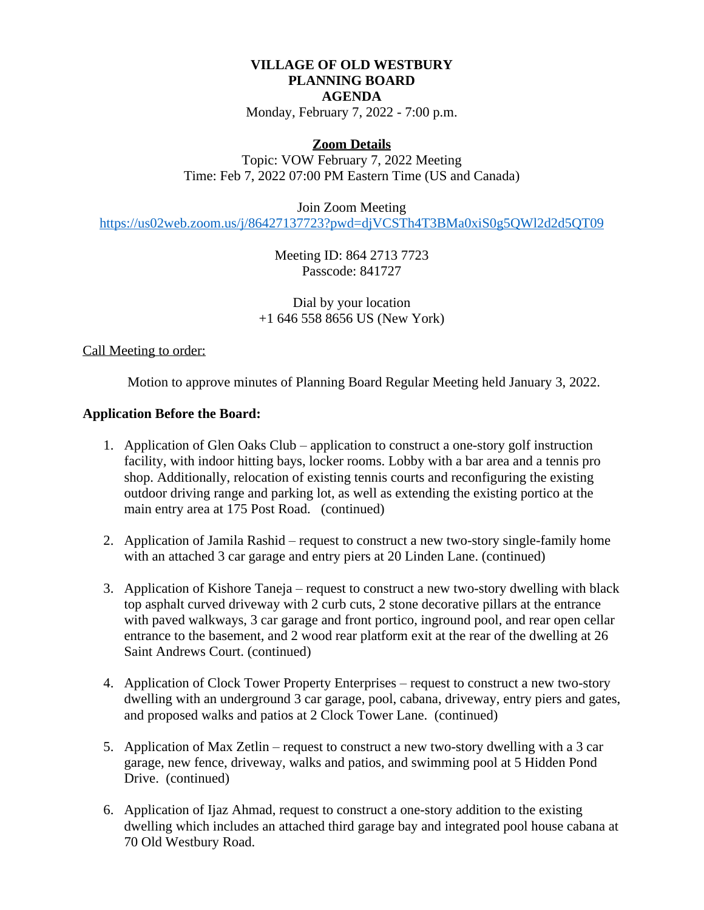# VILLAGE OF OLD WESTBURY
# PLANNING BOARD
# AGENDA

Monday, February 7, 2022 - 7:00 p.m.

**Zoom Details**

Topic: VOW February 7, 2022 Meeting
Time: Feb 7, 2022 07:00 PM Eastern Time (US and Canada)

Join Zoom Meeting
https://us02web.zoom.us/j/86427137723?pwd=djVCSTh4T3BMa0xiS0g5QWl2d2d5QT09

Meeting ID: 864 2713 7723
Passcode: 841727

Dial by your location
+1 646 558 8656 US (New York)

Call Meeting to order:

Motion to approve minutes of Planning Board Regular Meeting held January 3, 2022.

**Application Before the Board:**

1. Application of Glen Oaks Club – application to construct a one-story golf instruction facility, with indoor hitting bays, locker rooms. Lobby with a bar area and a tennis pro shop. Additionally, relocation of existing tennis courts and reconfiguring the existing outdoor driving range and parking lot, as well as extending the existing portico at the main entry area at 175 Post Road. (continued)

2. Application of Jamila Rashid – request to construct a new two-story single-family home with an attached 3 car garage and entry piers at 20 Linden Lane. (continued)

3. Application of Kishore Taneja – request to construct a new two-story dwelling with black top asphalt curved driveway with 2 curb cuts, 2 stone decorative pillars at the entrance with paved walkways, 3 car garage and front portico, inground pool, and rear open cellar entrance to the basement, and 2 wood rear platform exit at the rear of the dwelling at 26 Saint Andrews Court. (continued)

4. Application of Clock Tower Property Enterprises – request to construct a new two-story dwelling with an underground 3 car garage, pool, cabana, driveway, entry piers and gates, and proposed walks and patios at 2 Clock Tower Lane. (continued)

5. Application of Max Zetlin – request to construct a new two-story dwelling with a 3 car garage, new fence, driveway, walks and patios, and swimming pool at 5 Hidden Pond Drive. (continued)

6. Application of Ijaz Ahmad, request to construct a one-story addition to the existing dwelling which includes an attached third garage bay and integrated pool house cabana at 70 Old Westbury Road.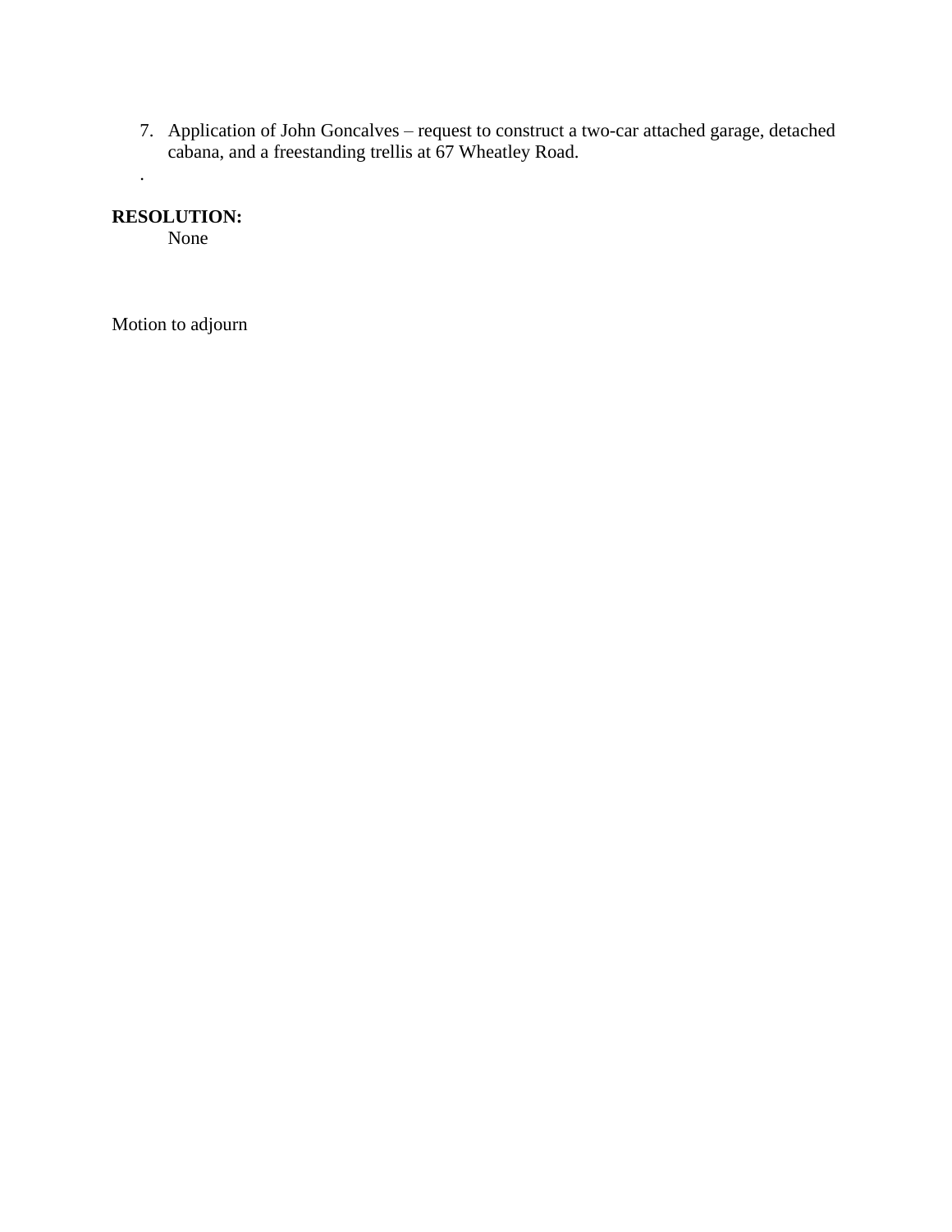7. Application of John Goncalves – request to construct a two-car attached garage, detached cabana, and a freestanding trellis at 67 Wheatley Road.

.

**RESOLUTION:**

None

Motion to adjourn